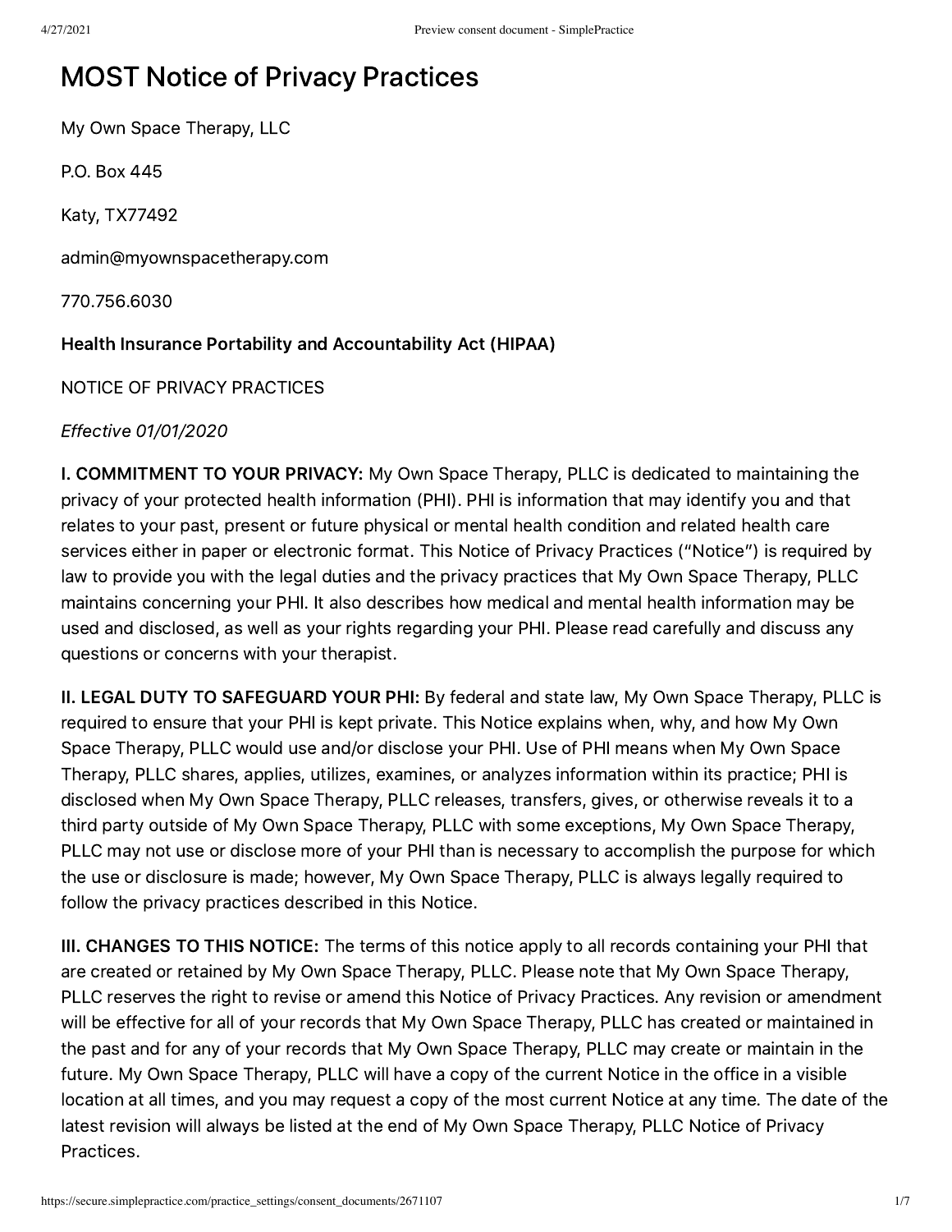# MOST Notice of Privacy Practices

My Own Space Therapy, LLC

P.O. Box 445

Katy, TX77492

admin@myownspacetherapy.com

770.756.6030

**Health Insurance Portability and Accountability Act (HIPAA)**

NOTICE OF PRIVACY PRACTICES

*Effective 01/01/2020*

**I. COMMITMENT TO YOUR PRIVACY:** My Own Space Therapy, PLLC is dedicated to maintaining the privacy of your protected health information (PHI). PHI is information that may identify you and that relates to your past, present or future physical or mental health condition and related health care services either in paper or electronic format. This Notice of Privacy Practices ("Notice") is required by law to provide you with the legal duties and the privacy practices that My Own Space Therapy, PLLC maintains concerning your PHI. It also describes how medical and mental health information may be used and disclosed, as well as your rights regarding your PHI. Please read carefully and discuss any questions or concerns with your therapist.

**II. LEGAL DUTY TO SAFEGUARD YOUR PHI:** By federal and state law, My Own Space Therapy, PLLC is required to ensure that your PHI is kept private. This Notice explains when, why, and how My Own Space Therapy, PLLC would use and/or disclose your PHI. Use of PHI means when My Own Space Therapy, PLLC shares, applies, utilizes, examines, or analyzes information within its practice; PHI is disclosed when My Own Space Therapy, PLLC releases, transfers, gives, or otherwise reveals it to a third party outside of My Own Space Therapy, PLLC with some exceptions, My Own Space Therapy, PLLC may not use or disclose more of your PHI than is necessary to accomplish the purpose for which the use or disclosure is made; however, My Own Space Therapy, PLLC is always legally required to follow the privacy practices described in this Notice.

**III. CHANGES TO THIS NOTICE:** The terms of this notice apply to all records containing your PHI that are created or retained by My Own Space Therapy, PLLC. Please note that My Own Space Therapy, PLLC reserves the right to revise or amend this Notice of Privacy Practices. Any revision or amendment will be effective for all of your records that My Own Space Therapy, PLLC has created or maintained in the past and for any of your records that My Own Space Therapy, PLLC may create or maintain in the future. My Own Space Therapy, PLLC will have a copy of the current Notice in the office in a visible location at all times, and you may request a copy of the most current Notice at any time. The date of the latest revision will always be listed at the end of My Own Space Therapy, PLLC Notice of Privacy Practices.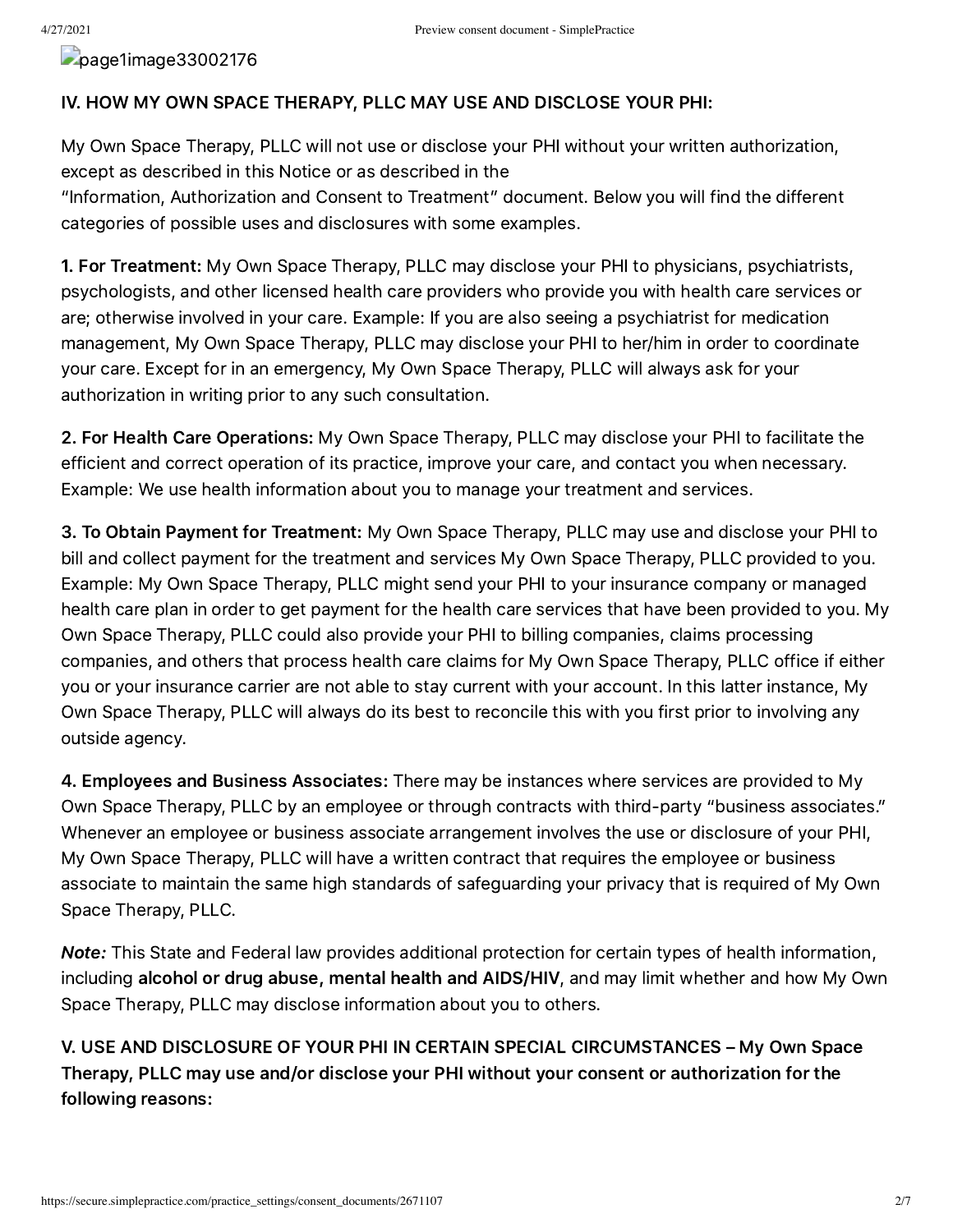## IV. HOW MY OWN SPACE THERAPY, PLLC MAY USE AND DISCLOSE YOUR PHI:

My Own Space Therapy, PLLC will not use or disclose your PHI without your written authorization, except as described in this Notice or as described in the "Information, Authorization and Consent to Treatment" document. Below you will find the different categories of possible uses and disclosures with some examples.

**1. For Treatment:** My Own Space Therapy, PLLC may disclose your PHI to physicians, psychiatrists, psychologists, and other licensed health care providers who provide you with health care services or are; otherwise involved in your care. Example: If you are also seeing a psychiatrist for medication management, My Own Space Therapy, PLLC may disclose your PHI to her/him in order to coordinate your care. Except for in an emergency, My Own Space Therapy, PLLC will always ask for your authorization in writing prior to any such consultation.

**2. For Health Care Operations:** My Own Space Therapy, PLLC may disclose your PHI to facilitate the efficient and correct operation of its practice, improve your care, and contact you when necessary. Example: We use health information about you to manage your treatment and services.

**3. To Obtain Payment for Treatment:** My Own Space Therapy, PLLC may use and disclose your PHI to bill and collect payment for the treatment and services My Own Space Therapy, PLLC provided to you. Example: My Own Space Therapy, PLLC might send your PHI to your insurance company or managed health care plan in order to get payment for the health care services that have been provided to you. My Own Space Therapy, PLLC could also provide your PHI to billing companies, claims processing companies, and others that process health care claims for My Own Space Therapy, PLLC office if either you or your insurance carrier are not able to stay current with your account. In this latter instance, My Own Space Therapy, PLLC will always do its best to reconcile this with you first prior to involving any outside agency.

**4. Employees and Business Associates:** There may be instances where services are provided to My Own Space Therapy, PLLC by an employee or through contracts with third-party "business associates." Whenever an employee or business associate arrangement involves the use or disclosure of your PHI, My Own Space Therapy, PLLC will have a written contract that requires the employee or business associate to maintain the same high standards of safeguarding your privacy that is required of My Own Space Therapy, PLLC.

***Note:*** This State and Federal law provides additional protection for certain types of health information, including **alcohol or drug abuse, mental health and AIDS/HIV**, and may limit whether and how My Own Space Therapy, PLLC may disclose information about you to others.

## V. USE AND DISCLOSURE OF YOUR PHI IN CERTAIN SPECIAL CIRCUMSTANCES – My Own Space Therapy, PLLC may use and/or disclose your PHI without your consent or authorization for the following reasons: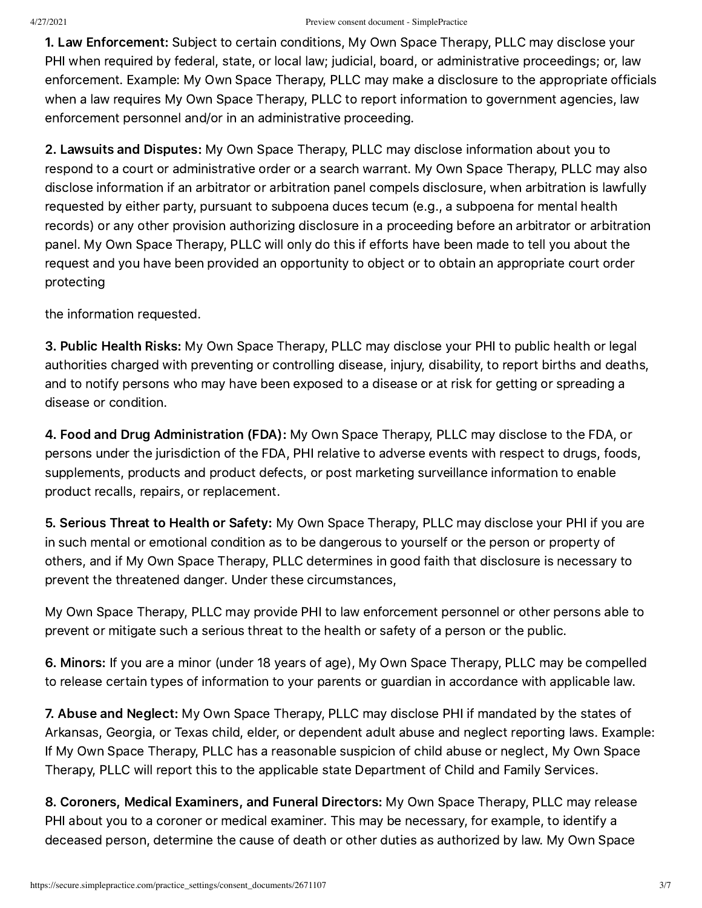**1. Law Enforcement:** Subject to certain conditions, My Own Space Therapy, PLLC may disclose your PHI when required by federal, state, or local law; judicial, board, or administrative proceedings; or, law enforcement. Example: My Own Space Therapy, PLLC may make a disclosure to the appropriate officials when a law requires My Own Space Therapy, PLLC to report information to government agencies, law enforcement personnel and/or in an administrative proceeding.

**2. Lawsuits and Disputes:** My Own Space Therapy, PLLC may disclose information about you to respond to a court or administrative order or a search warrant. My Own Space Therapy, PLLC may also disclose information if an arbitrator or arbitration panel compels disclosure, when arbitration is lawfully requested by either party, pursuant to subpoena duces tecum (e.g., a subpoena for mental health records) or any other provision authorizing disclosure in a proceeding before an arbitrator or arbitration panel. My Own Space Therapy, PLLC will only do this if efforts have been made to tell you about the request and you have been provided an opportunity to object or to obtain an appropriate court order protecting

the information requested.

**3. Public Health Risks:** My Own Space Therapy, PLLC may disclose your PHI to public health or legal authorities charged with preventing or controlling disease, injury, disability, to report births and deaths, and to notify persons who may have been exposed to a disease or at risk for getting or spreading a disease or condition.

**4. Food and Drug Administration (FDA):** My Own Space Therapy, PLLC may disclose to the FDA, or persons under the jurisdiction of the FDA, PHI relative to adverse events with respect to drugs, foods, supplements, products and product defects, or post marketing surveillance information to enable product recalls, repairs, or replacement.

**5. Serious Threat to Health or Safety:** My Own Space Therapy, PLLC may disclose your PHI if you are in such mental or emotional condition as to be dangerous to yourself or the person or property of others, and if My Own Space Therapy, PLLC determines in good faith that disclosure is necessary to prevent the threatened danger. Under these circumstances,

My Own Space Therapy, PLLC may provide PHI to law enforcement personnel or other persons able to prevent or mitigate such a serious threat to the health or safety of a person or the public.

**6. Minors:** If you are a minor (under 18 years of age), My Own Space Therapy, PLLC may be compelled to release certain types of information to your parents or guardian in accordance with applicable law.

**7. Abuse and Neglect:** My Own Space Therapy, PLLC may disclose PHI if mandated by the states of Arkansas, Georgia, or Texas child, elder, or dependent adult abuse and neglect reporting laws. Example: If My Own Space Therapy, PLLC has a reasonable suspicion of child abuse or neglect, My Own Space Therapy, PLLC will report this to the applicable state Department of Child and Family Services.

**8. Coroners, Medical Examiners, and Funeral Directors:** My Own Space Therapy, PLLC may release PHI about you to a coroner or medical examiner. This may be necessary, for example, to identify a deceased person, determine the cause of death or other duties as authorized by law. My Own Space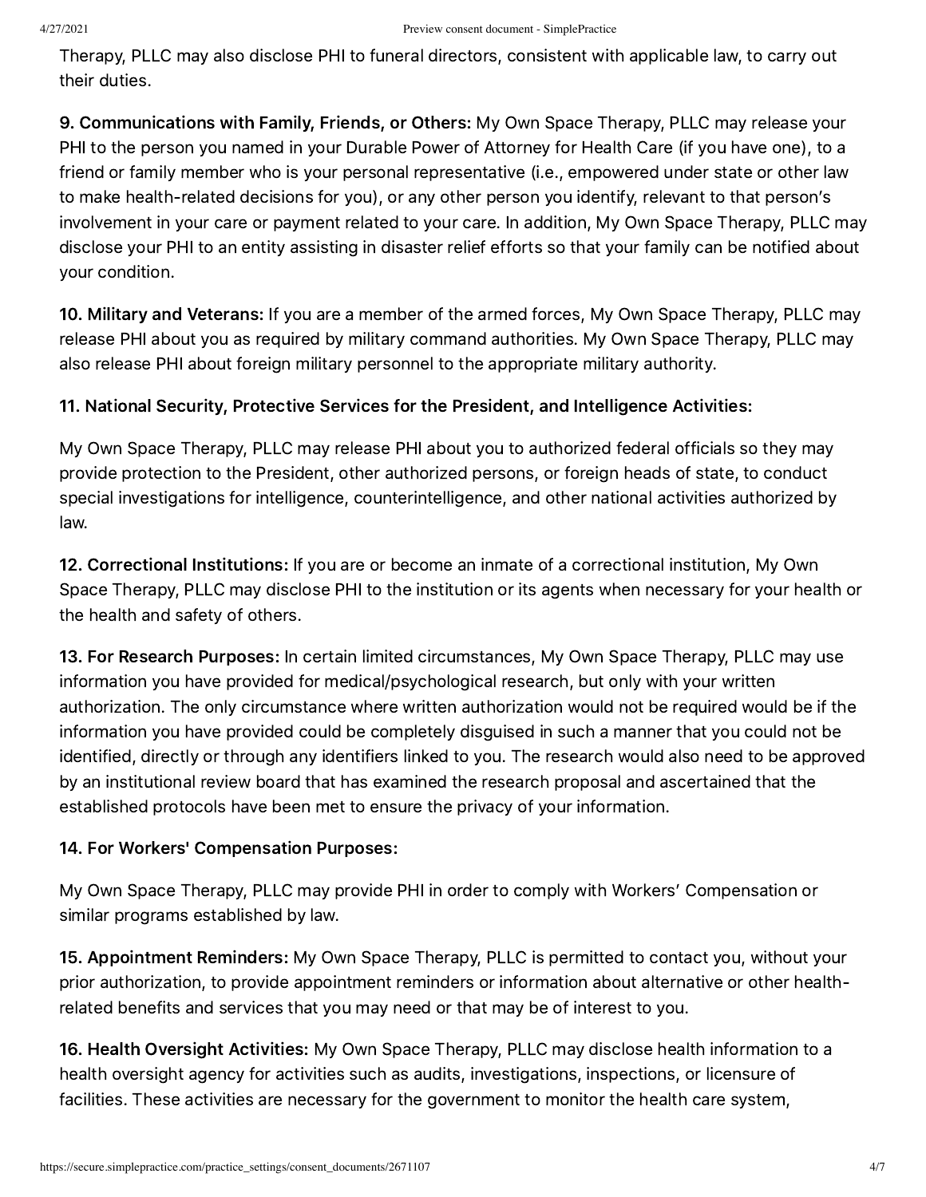Therapy, PLLC may also disclose PHI to funeral directors, consistent with applicable law, to carry out their duties.

**9. Communications with Family, Friends, or Others:** My Own Space Therapy, PLLC may release your PHI to the person you named in your Durable Power of Attorney for Health Care (if you have one), to a friend or family member who is your personal representative (i.e., empowered under state or other law to make health-related decisions for you), or any other person you identify, relevant to that person's involvement in your care or payment related to your care. In addition, My Own Space Therapy, PLLC may disclose your PHI to an entity assisting in disaster relief efforts so that your family can be notified about your condition.

**10. Military and Veterans:** If you are a member of the armed forces, My Own Space Therapy, PLLC may release PHI about you as required by military command authorities. My Own Space Therapy, PLLC may also release PHI about foreign military personnel to the appropriate military authority.

**11. National Security, Protective Services for the President, and Intelligence Activities:**

My Own Space Therapy, PLLC may release PHI about you to authorized federal officials so they may provide protection to the President, other authorized persons, or foreign heads of state, to conduct special investigations for intelligence, counterintelligence, and other national activities authorized by law.

**12. Correctional Institutions:** If you are or become an inmate of a correctional institution, My Own Space Therapy, PLLC may disclose PHI to the institution or its agents when necessary for your health or the health and safety of others.

**13. For Research Purposes:** In certain limited circumstances, My Own Space Therapy, PLLC may use information you have provided for medical/psychological research, but only with your written authorization. The only circumstance where written authorization would not be required would be if the information you have provided could be completely disguised in such a manner that you could not be identified, directly or through any identifiers linked to you. The research would also need to be approved by an institutional review board that has examined the research proposal and ascertained that the established protocols have been met to ensure the privacy of your information.

**14. For Workers' Compensation Purposes:**

My Own Space Therapy, PLLC may provide PHI in order to comply with Workers' Compensation or similar programs established by law.

**15. Appointment Reminders:** My Own Space Therapy, PLLC is permitted to contact you, without your prior authorization, to provide appointment reminders or information about alternative or other health-related benefits and services that you may need or that may be of interest to you.

**16. Health Oversight Activities:** My Own Space Therapy, PLLC may disclose health information to a health oversight agency for activities such as audits, investigations, inspections, or licensure of facilities. These activities are necessary for the government to monitor the health care system,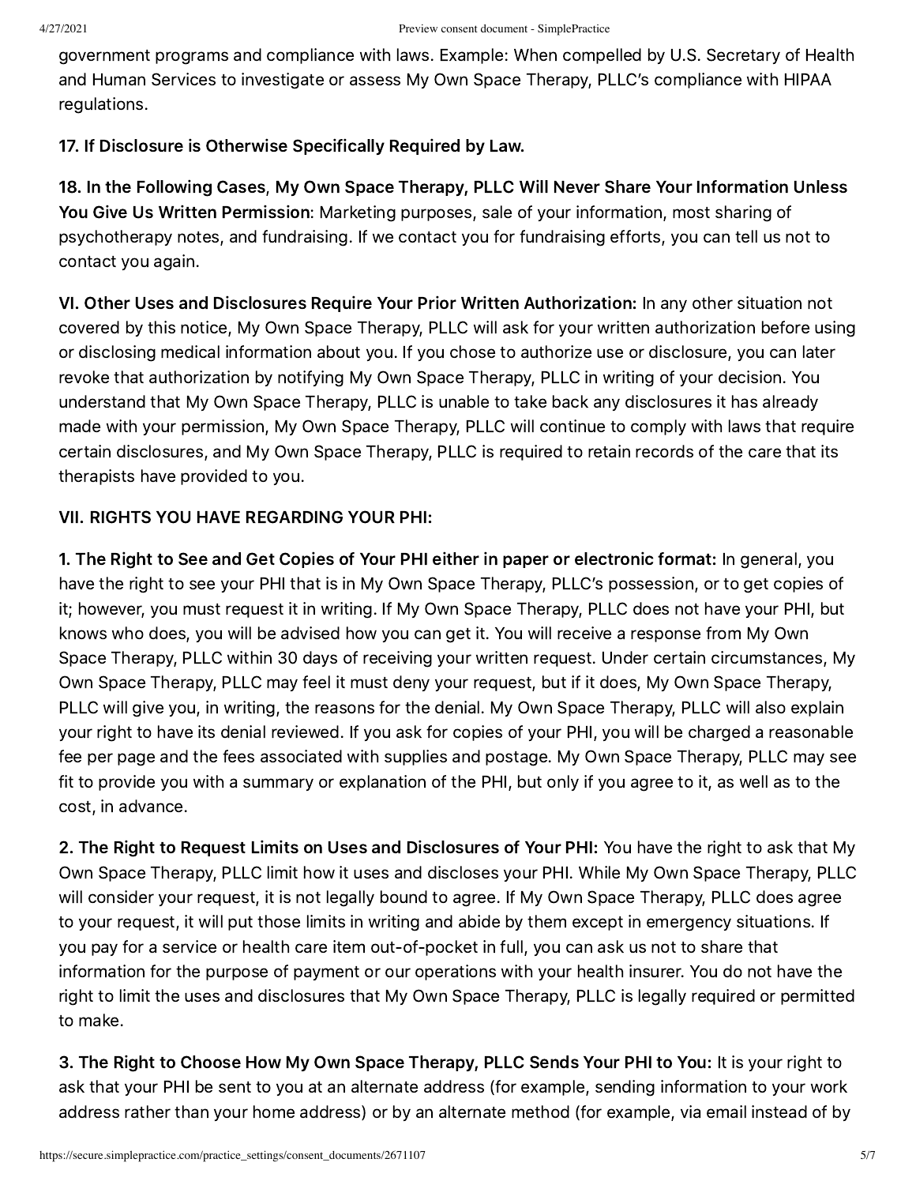government programs and compliance with laws. Example: When compelled by U.S. Secretary of Health and Human Services to investigate or assess My Own Space Therapy, PLLC's compliance with HIPAA regulations.

**17. If Disclosure is Otherwise Specifically Required by Law.**

**18. In the Following Cases, My Own Space Therapy, PLLC Will Never Share Your Information Unless You Give Us Written Permission**: Marketing purposes, sale of your information, most sharing of psychotherapy notes, and fundraising. If we contact you for fundraising efforts, you can tell us not to contact you again.

**VI. Other Uses and Disclosures Require Your Prior Written Authorization:** In any other situation not covered by this notice, My Own Space Therapy, PLLC will ask for your written authorization before using or disclosing medical information about you. If you chose to authorize use or disclosure, you can later revoke that authorization by notifying My Own Space Therapy, PLLC in writing of your decision. You understand that My Own Space Therapy, PLLC is unable to take back any disclosures it has already made with your permission, My Own Space Therapy, PLLC will continue to comply with laws that require certain disclosures, and My Own Space Therapy, PLLC is required to retain records of the care that its therapists have provided to you.

**VII. RIGHTS YOU HAVE REGARDING YOUR PHI:**

**1. The Right to See and Get Copies of Your PHI either in paper or electronic format:** In general, you have the right to see your PHI that is in My Own Space Therapy, PLLC's possession, or to get copies of it; however, you must request it in writing. If My Own Space Therapy, PLLC does not have your PHI, but knows who does, you will be advised how you can get it. You will receive a response from My Own Space Therapy, PLLC within 30 days of receiving your written request. Under certain circumstances, My Own Space Therapy, PLLC may feel it must deny your request, but if it does, My Own Space Therapy, PLLC will give you, in writing, the reasons for the denial. My Own Space Therapy, PLLC will also explain your right to have its denial reviewed. If you ask for copies of your PHI, you will be charged a reasonable fee per page and the fees associated with supplies and postage. My Own Space Therapy, PLLC may see fit to provide you with a summary or explanation of the PHI, but only if you agree to it, as well as to the cost, in advance.

**2. The Right to Request Limits on Uses and Disclosures of Your PHI:** You have the right to ask that My Own Space Therapy, PLLC limit how it uses and discloses your PHI. While My Own Space Therapy, PLLC will consider your request, it is not legally bound to agree. If My Own Space Therapy, PLLC does agree to your request, it will put those limits in writing and abide by them except in emergency situations. If you pay for a service or health care item out-of-pocket in full, you can ask us not to share that information for the purpose of payment or our operations with your health insurer. You do not have the right to limit the uses and disclosures that My Own Space Therapy, PLLC is legally required or permitted to make.

**3. The Right to Choose How My Own Space Therapy, PLLC Sends Your PHI to You:** It is your right to ask that your PHI be sent to you at an alternate address (for example, sending information to your work address rather than your home address) or by an alternate method (for example, via email instead of by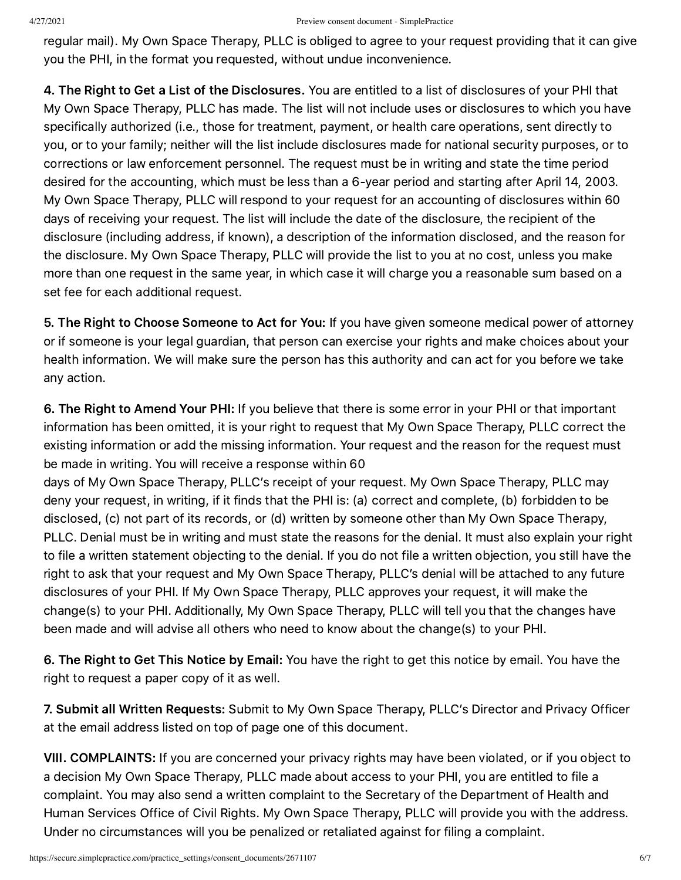regular mail). My Own Space Therapy, PLLC is obliged to agree to your request providing that it can give you the PHI, in the format you requested, without undue inconvenience.

**4. The Right to Get a List of the Disclosures.** You are entitled to a list of disclosures of your PHI that My Own Space Therapy, PLLC has made. The list will not include uses or disclosures to which you have specifically authorized (i.e., those for treatment, payment, or health care operations, sent directly to you, or to your family; neither will the list include disclosures made for national security purposes, or to corrections or law enforcement personnel. The request must be in writing and state the time period desired for the accounting, which must be less than a 6-year period and starting after April 14, 2003. My Own Space Therapy, PLLC will respond to your request for an accounting of disclosures within 60 days of receiving your request. The list will include the date of the disclosure, the recipient of the disclosure (including address, if known), a description of the information disclosed, and the reason for the disclosure. My Own Space Therapy, PLLC will provide the list to you at no cost, unless you make more than one request in the same year, in which case it will charge you a reasonable sum based on a set fee for each additional request.

**5. The Right to Choose Someone to Act for You:** If you have given someone medical power of attorney or if someone is your legal guardian, that person can exercise your rights and make choices about your health information. We will make sure the person has this authority and can act for you before we take any action.

**6. The Right to Amend Your PHI:** If you believe that there is some error in your PHI or that important information has been omitted, it is your right to request that My Own Space Therapy, PLLC correct the existing information or add the missing information. Your request and the reason for the request must be made in writing. You will receive a response within 60 days of My Own Space Therapy, PLLC's receipt of your request. My Own Space Therapy, PLLC may deny your request, in writing, if it finds that the PHI is: (a) correct and complete, (b) forbidden to be disclosed, (c) not part of its records, or (d) written by someone other than My Own Space Therapy, PLLC. Denial must be in writing and must state the reasons for the denial. It must also explain your right to file a written statement objecting to the denial. If you do not file a written objection, you still have the right to ask that your request and My Own Space Therapy, PLLC's denial will be attached to any future disclosures of your PHI. If My Own Space Therapy, PLLC approves your request, it will make the change(s) to your PHI. Additionally, My Own Space Therapy, PLLC will tell you that the changes have been made and will advise all others who need to know about the change(s) to your PHI.

**6. The Right to Get This Notice by Email:** You have the right to get this notice by email. You have the right to request a paper copy of it as well.

**7. Submit all Written Requests:** Submit to My Own Space Therapy, PLLC's Director and Privacy Officer at the email address listed on top of page one of this document.

**VIII. COMPLAINTS:** If you are concerned your privacy rights may have been violated, or if you object to a decision My Own Space Therapy, PLLC made about access to your PHI, you are entitled to file a complaint. You may also send a written complaint to the Secretary of the Department of Health and Human Services Office of Civil Rights. My Own Space Therapy, PLLC will provide you with the address. Under no circumstances will you be penalized or retaliated against for filing a complaint.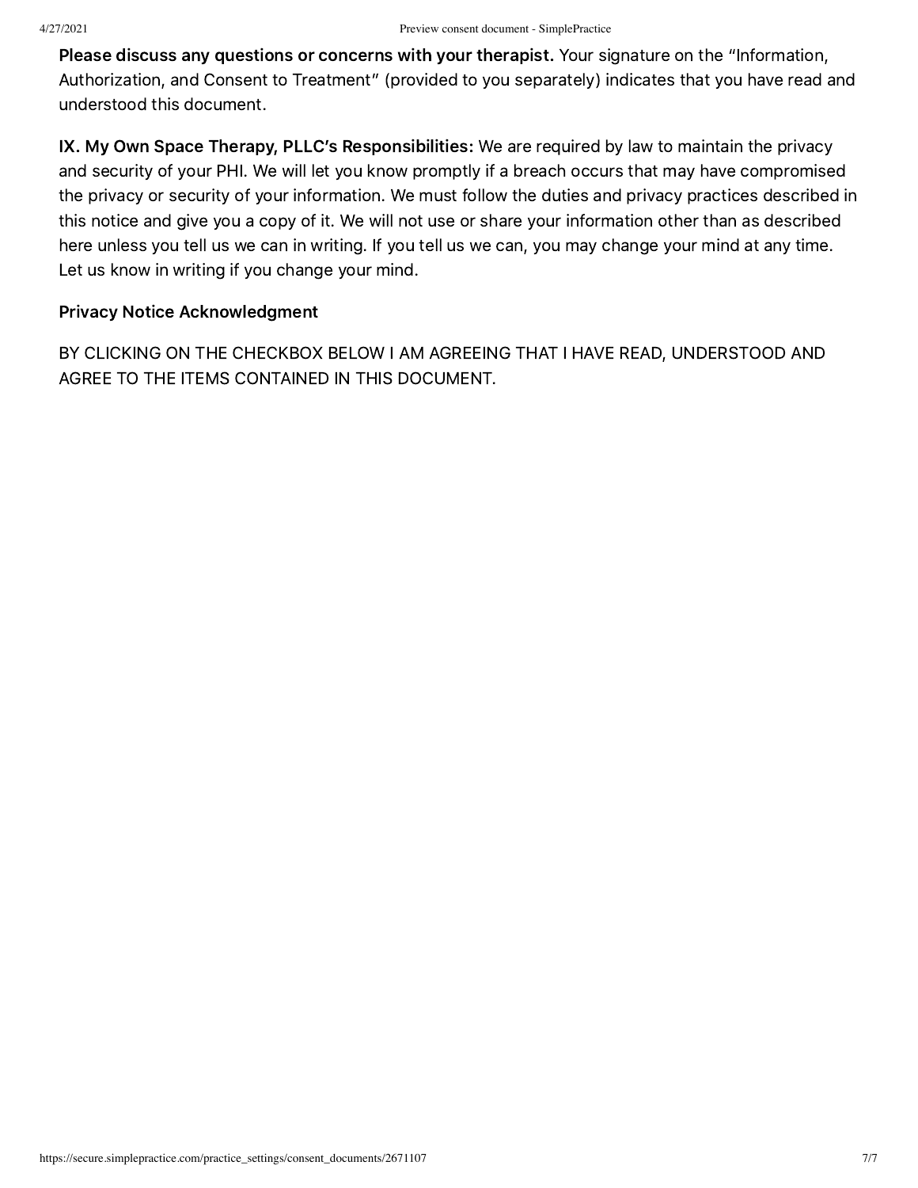**Please discuss any questions or concerns with your therapist.** Your signature on the "Information, Authorization, and Consent to Treatment" (provided to you separately) indicates that you have read and understood this document.

**IX. My Own Space Therapy, PLLC's Responsibilities:** We are required by law to maintain the privacy and security of your PHI. We will let you know promptly if a breach occurs that may have compromised the privacy or security of your information. We must follow the duties and privacy practices described in this notice and give you a copy of it. We will not use or share your information other than as described here unless you tell us we can in writing. If you tell us we can, you may change your mind at any time. Let us know in writing if you change your mind.

**Privacy Notice Acknowledgment**

BY CLICKING ON THE CHECKBOX BELOW I AM AGREEING THAT I HAVE READ, UNDERSTOOD AND AGREE TO THE ITEMS CONTAINED IN THIS DOCUMENT.